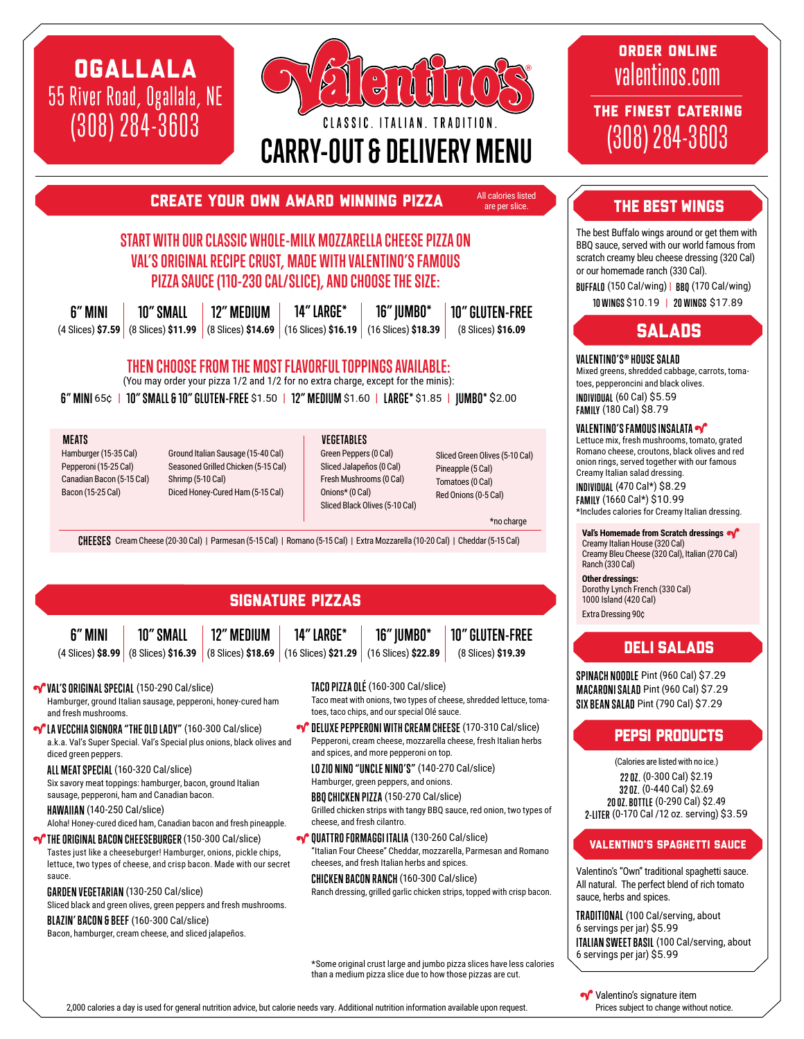# OGALLALA

55 River Road, Ogallala, NE
(308) 284-3603

# Valentino's®

CLASSIC. ITALIAN. TRADITION.

# CARRY-OUT & DELIVERY MENU

**ORDER ONLINE**
valentinos.com

**THE FINEST CATERING**
(308) 284-3603

## CREATE YOUR OWN AWARD WINNING PIZZA

All calories listed are per slice.

### START WITH OUR CLASSIC WHOLE-MILK MOZZARELLA CHEESE PIZZA ON VAL'S ORIGINAL RECIPE CRUST, MADE WITH VALENTINO'S FAMOUS PIZZA SAUCE (110-230 CAL/SLICE), AND CHOOSE THE SIZE:

| 6" MINI | 10" SMALL | 12" MEDIUM | 14" LARGE* | 16" JUMBO* | 10" GLUTEN-FREE |
|---|---|---|---|---|---|
| (4 Slices) **$7.59** | (8 Slices) **$11.99** | (8 Slices) **$14.69** | (16 Slices) **$16.19** | (16 Slices) **$18.39** | (8 Slices) **$16.09** |

### THEN CHOOSE FROM THE MOST FLAVORFUL TOPPINGS AVAILABLE:

(You may order your pizza 1/2 and 1/2 for no extra charge, except for the minis):

**6" MINI** 65¢ | **10" SMALL & 10" GLUTEN-FREE** $1.50 | **12" MEDIUM** $1.60 | **LARGE*** $1.85 | **JUMBO*** $2.00

**MEATS**
- Hamburger (15-35 Cal)
- Pepperoni (15-25 Cal)
- Canadian Bacon (5-15 Cal)
- Bacon (15-25 Cal)
- Ground Italian Sausage (15-40 Cal)
- Seasoned Grilled Chicken (5-15 Cal)
- Shrimp (5-10 Cal)
- Diced Honey-Cured Ham (5-15 Cal)

**VEGETABLES**
- Green Peppers (0 Cal)
- Sliced Jalapeños (0 Cal)
- Fresh Mushrooms (0 Cal)
- Onions* (0 Cal)
- Sliced Black Olives (5-10 Cal)
- Sliced Green Olives (5-10 Cal)
- Pineapple (5 Cal)
- Tomatoes (0 Cal)
- Red Onions (0-5 Cal)

*no charge

**CHEESES** Cream Cheese (20-30 Cal) | Parmesan (5-15 Cal) | Romano (5-15 Cal) | Extra Mozzarella (10-20 Cal) | Cheddar (5-15 Cal)

## SIGNATURE PIZZAS

| 6" MINI | 10" SMALL | 12" MEDIUM | 14" LARGE* | 16" JUMBO* | 10" GLUTEN-FREE |
|---|---|---|---|---|---|
| (4 Slices) **$8.99** | (8 Slices) **$16.39** | (8 Slices) **$18.69** | (16 Slices) **$21.29** | (16 Slices) **$22.89** | (8 Slices) **$19.39** |

**VAL'S ORIGINAL SPECIAL** (150-290 Cal/slice)
Hamburger, ground Italian sausage, pepperoni, honey-cured ham and fresh mushrooms.

**LA VECCHIA SIGNORA "THE OLD LADY"** (160-300 Cal/slice)
a.k.a. Val's Super Special. Val's Special plus onions, black olives and diced green peppers.

**ALL MEAT SPECIAL** (160-320 Cal/slice)
Six savory meat toppings: hamburger, bacon, ground Italian sausage, pepperoni, ham and Canadian bacon.

**HAWAIIAN** (140-250 Cal/slice)
Aloha! Honey-cured diced ham, Canadian bacon and fresh pineapple.

**THE ORIGINAL BACON CHEESEBURGER** (150-300 Cal/slice)
Tastes just like a cheeseburger! Hamburger, onions, pickle chips, lettuce, two types of cheese, and crisp bacon. Made with our secret sauce.

**GARDEN VEGETARIAN** (130-250 Cal/slice)
Sliced black and green olives, green peppers and fresh mushrooms.

**BLAZIN' BACON & BEEF** (160-300 Cal/slice)
Bacon, hamburger, cream cheese, and sliced jalapeños.

**TACO PIZZA OLÉ** (160-300 Cal/slice)
Taco meat with onions, two types of cheese, shredded lettuce, tomatoes, taco chips, and our special Olé sauce.

**DELUXE PEPPERONI WITH CREAM CHEESE** (170-310 Cal/slice)
Pepperoni, cream cheese, mozzarella cheese, fresh Italian herbs and spices, and more pepperoni on top.

**LO ZIO NINO "UNCLE NINO'S"** (140-270 Cal/slice)
Hamburger, green peppers, and onions.

**BBQ CHICKEN PIZZA** (150-270 Cal/slice)
Grilled chicken strips with tangy BBQ sauce, red onion, two types of cheese, and fresh cilantro.

**QUATTRO FORMAGGI ITALIA** (130-260 Cal/slice)
"Italian Four Cheese" Cheddar, mozzarella, Parmesan and Romano cheeses, and fresh Italian herbs and spices.

**CHICKEN BACON RANCH** (160-300 Cal/slice)
Ranch dressing, grilled garlic chicken strips, topped with crisp bacon.

*Some original crust large and jumbo pizza slices have less calories than a medium pizza slice due to how those pizzas are cut.

## THE BEST WINGS

The best Buffalo wings around or get them with BBQ sauce, served with our world famous from scratch creamy bleu cheese dressing (320 Cal) or our homemade ranch (330 Cal).

**BUFFALO** (150 Cal/wing) | **BBQ** (170 Cal/wing)

**10 WINGS** $10.19 | **20 WINGS** $17.89

## SALADS

**VALENTINO'S® HOUSE SALAD**
Mixed greens, shredded cabbage, carrots, tomatoes, pepperoncini and black olives.
**INDIVIDUAL** (60 Cal) $5.59
**FAMILY** (180 Cal) $8.79

**VALENTINO'S FAMOUS INSALATA**
Lettuce mix, fresh mushrooms, tomato, grated Romano cheese, croutons, black olives and red onion rings, served together with our famous Creamy Italian salad dressing.
**INDIVIDUAL** (470 Cal*) $8.29
**FAMILY** (1660 Cal*) $10.99
*Includes calories for Creamy Italian dressing.

**Val's Homemade from Scratch dressings**
Creamy Italian House (320 Cal)
Creamy Bleu Cheese (320 Cal), Italian (270 Cal)
Ranch (330 Cal)

**Other dressings:**
Dorothy Lynch French (330 Cal)
1000 Island (420 Cal)

Extra Dressing 90¢

## DELI SALADS

**SPINACH NOODLE** Pint (960 Cal) $7.29
**MACARONI SALAD** Pint (960 Cal) $7.29
**SIX BEAN SALAD** Pint (790 Cal) $7.29

## PEPSI PRODUCTS

(Calories are listed with no ice.)

**22 OZ.** (0-300 Cal) $2.19
**32 OZ.** (0-440 Cal) $2.69
**20 OZ. BOTTLE** (0-290 Cal) $2.49
**2-LITER** (0-170 Cal /12 oz. serving) $3.59

## VALENTINO'S SPAGHETTI SAUCE

Valentino's "Own" traditional spaghetti sauce. All natural. The perfect blend of rich tomato sauce, herbs and spices.

**TRADITIONAL** (100 Cal/serving, about 6 servings per jar) $5.99
**ITALIAN SWEET BASIL** (100 Cal/serving, about 6 servings per jar) $5.99

Valentino's signature item
Prices subject to change without notice.

2,000 calories a day is used for general nutrition advice, but calorie needs vary. Additional nutrition information available upon request.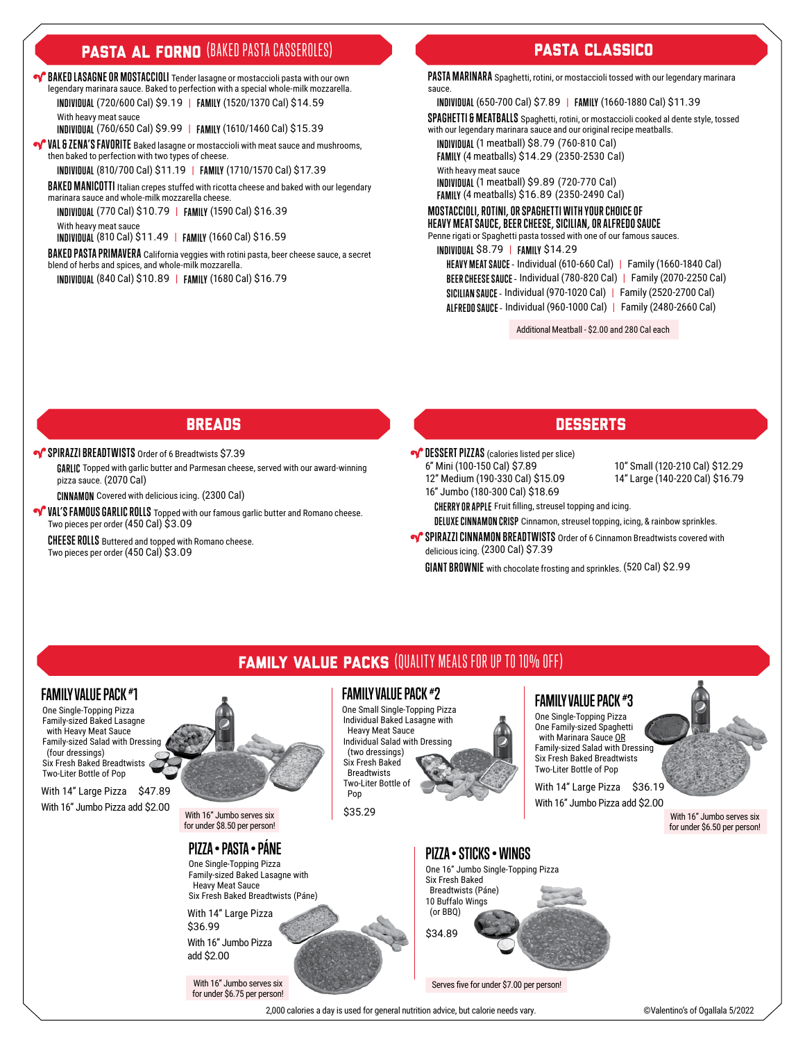## PASTA AL FORNO (BAKED PASTA CASSEROLES)

**BAKED LASAGNE OR MOSTACCIOLI** Tender lasagne or mostaccioli pasta with our own legendary marinara sauce. Baked to perfection with a special whole-milk mozzarella.

**INDIVIDUAL** (720/600 Cal) $9.19 | **FAMILY** (1520/1370 Cal) $14.59

With heavy meat sauce
**INDIVIDUAL** (760/650 Cal) $9.99 | **FAMILY** (1610/1460 Cal) $15.39

**VAL & ZENA'S FAVORITE** Baked lasagne or mostaccioli with meat sauce and mushrooms, then baked to perfection with two types of cheese.

**INDIVIDUAL** (810/700 Cal) $11.19 | **FAMILY** (1710/1570 Cal) $17.39

**BAKED MANICOTTI** Italian crepes stuffed with ricotta cheese and baked with our legendary marinara sauce and whole-milk mozzarella cheese.

**INDIVIDUAL** (770 Cal) $10.79 | **FAMILY** (1590 Cal) $16.39

With heavy meat sauce
**INDIVIDUAL** (810 Cal) $11.49 | **FAMILY** (1660 Cal) $16.59

**BAKED PASTA PRIMAVERA** California veggies with rotini pasta, beer cheese sauce, a secret blend of herbs and spices, and whole-milk mozzarella.

**INDIVIDUAL** (840 Cal) $10.89 | **FAMILY** (1680 Cal) $16.79

## PASTA CLASSICO

**PASTA MARINARA** Spaghetti, rotini, or mostaccioli tossed with our legendary marinara sauce.

**INDIVIDUAL** (650-700 Cal) $7.89 | **FAMILY** (1660-1880 Cal) $11.39

**SPAGHETTI & MEATBALLS** Spaghetti, rotini, or mostaccioli cooked al dente style, tossed with our legendary marinara sauce and our original recipe meatballs.

**INDIVIDUAL** (1 meatball) $8.79 (760-810 Cal)
**FAMILY** (4 meatballs) $14.29 (2350-2530 Cal)

With heavy meat sauce
**INDIVIDUAL** (1 meatball) $9.89 (720-770 Cal)
**FAMILY** (4 meatballs) $16.89 (2350-2490 Cal)

**MOSTACCIOLI, ROTINI, OR SPAGHETTI WITH YOUR CHOICE OF HEAVY MEAT SAUCE, BEER CHEESE, SICILIAN, OR ALFREDO SAUCE**
Penne rigati or Spaghetti pasta tossed with one of our famous sauces.

**INDIVIDUAL** $8.79 | **FAMILY** $14.29

**HEAVY MEAT SAUCE** - Individual (610-660 Cal) | Family (1660-1840 Cal)
**BEER CHEESE SAUCE** - Individual (780-820 Cal) | Family (2070-2250 Cal)
**SICILIAN SAUCE** - Individual (970-1020 Cal) | Family (2520-2700 Cal)
**ALFREDO SAUCE** - Individual (960-1000 Cal) | Family (2480-2660 Cal)

Additional Meatball - $2.00 and 280 Cal each

## BREADS

**SPIRAZZI BREADTWISTS** Order of 6 Breadtwists $7.39

**GARLIC** Topped with garlic butter and Parmesan cheese, served with our award-winning pizza sauce. (2070 Cal)

**CINNAMON** Covered with delicious icing. (2300 Cal)

**VAL'S FAMOUS GARLIC ROLLS** Topped with our famous garlic butter and Romano cheese. Two pieces per order (450 Cal) $3.09

**CHEESE ROLLS** Buttered and topped with Romano cheese. Two pieces per order (450 Cal) $3.09

## DESSERTS

**DESSERT PIZZAS** (calories listed per slice)
6" Mini (100-150 Cal) $7.89
10" Small (120-210 Cal) $12.29
12" Medium (190-330 Cal) $15.09
14" Large (140-220 Cal) $16.79
16" Jumbo (180-300 Cal) $18.69

**CHERRY OR APPLE** Fruit filling, streusel topping and icing.

**DELUXE CINNAMON CRISP** Cinnamon, streusel topping, icing, & rainbow sprinkles.

**SPIRAZZI CINNAMON BREADTWISTS** Order of 6 Cinnamon Breadtwists covered with delicious icing. (2300 Cal) $7.39

**GIANT BROWNIE** with chocolate frosting and sprinkles. (520 Cal) $2.99

## FAMILY VALUE PACKS (QUALITY MEALS FOR UP TO 10% OFF)

### FAMILY VALUE PACK #1

One Single-Topping Pizza
Family-sized Baked Lasagne with Heavy Meat Sauce
Family-sized Salad with Dressing (four dressings)
Six Fresh Baked Breadtwists
Two-Liter Bottle of Pop

With 14" Large Pizza $47.89
With 16" Jumbo Pizza add $2.00

With 16" Jumbo serves six for under $8.50 per person!

### FAMILY VALUE PACK #2

One Small Single-Topping Pizza
Individual Baked Lasagne with Heavy Meat Sauce
Individual Salad with Dressing (two dressings)
Six Fresh Baked Breadtwists
Two-Liter Bottle of Pop

$35.29

### FAMILY VALUE PACK #3

One Single-Topping Pizza
One Family-sized Spaghetti with Marinara Sauce OR Family-sized Salad with Dressing
Six Fresh Baked Breadtwists
Two-Liter Bottle of Pop

With 14" Large Pizza $36.19
With 16" Jumbo Pizza add $2.00

With 16" Jumbo serves six for under $6.50 per person!

### PIZZA • PASTA • PÁNE

One Single-Topping Pizza
Family-sized Baked Lasagne with Heavy Meat Sauce
Six Fresh Baked Breadtwists (Páne)

With 14" Large Pizza $36.99
With 16" Jumbo Pizza add $2.00

With 16" Jumbo serves six for under $6.75 per person!

### PIZZA • STICKS • WINGS

One 16" Jumbo Single-Topping Pizza
Six Fresh Baked Breadtwists (Páne)
10 Buffalo Wings (or BBQ)

$34.89

Serves five for under $7.00 per person!

2,000 calories a day is used for general nutrition advice, but calorie needs vary.

©Valentino's of Ogallala 5/2022